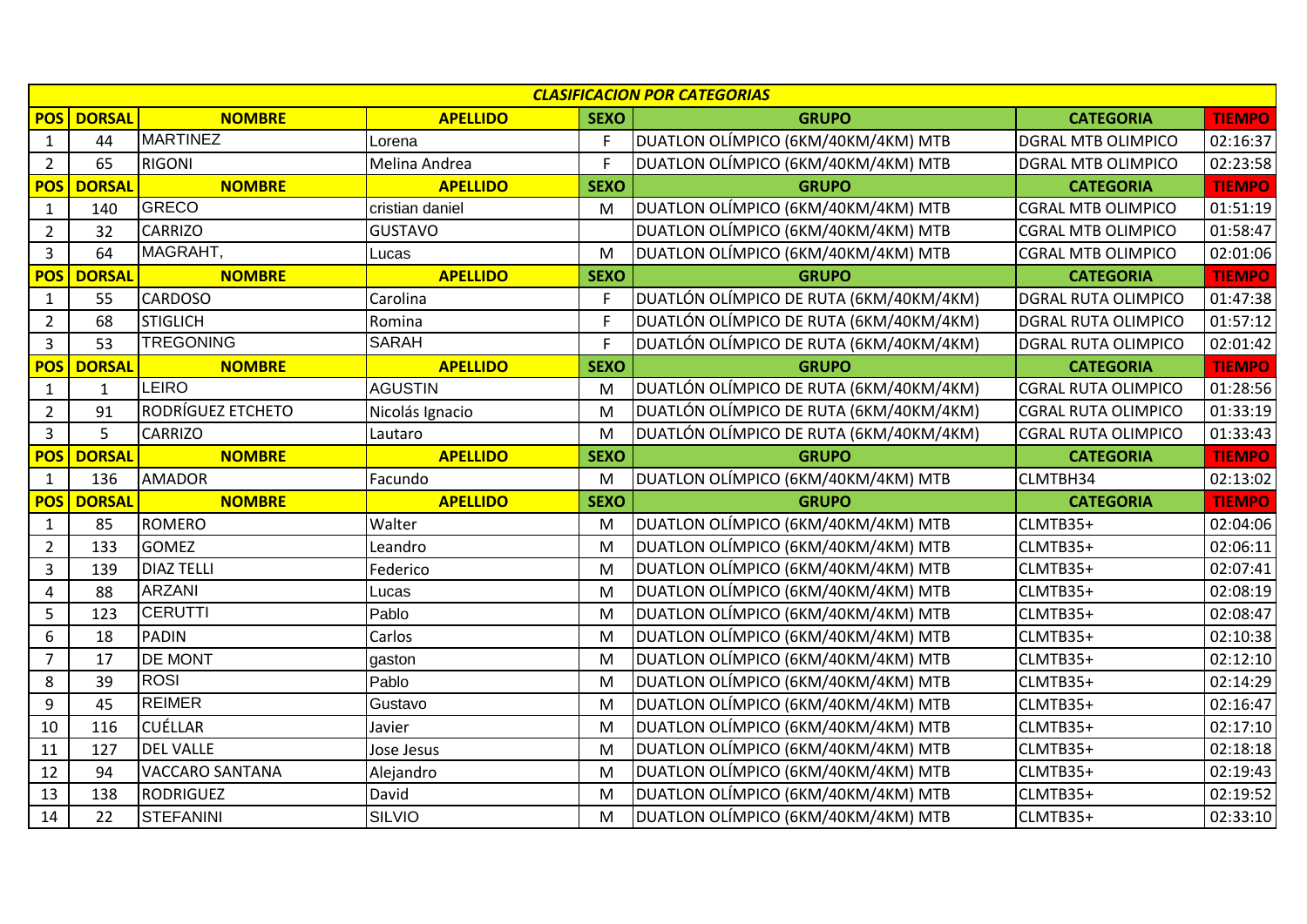**CLASIFICACION POR CATEGORIAS**

| POS | DORSAL | NOMBRE | APELLIDO | SEXO | GRUPO | CATEGORIA | TIEMPO |
|---|---|---|---|---|---|---|---|
| 1 | 44 | MARTINEZ | Lorena | F | DUATLON OLÍMPICO (6KM/40KM/4KM) MTB | DGRAL MTB OLIMPICO | 02:16:37 |
| 2 | 65 | RIGONI | Melina Andrea | F | DUATLON OLÍMPICO (6KM/40KM/4KM) MTB | DGRAL MTB OLIMPICO | 02:23:58 |
| **POS** | **DORSAL** | **NOMBRE** | **APELLIDO** | **SEXO** | **GRUPO** | **CATEGORIA** | **TIEMPO** |
| 1 | 140 | GRECO | cristian daniel | M | DUATLON OLÍMPICO (6KM/40KM/4KM) MTB | CGRAL MTB OLIMPICO | 01:51:19 |
| 2 | 32 | CARRIZO | GUSTAVO | | DUATLON OLÍMPICO (6KM/40KM/4KM) MTB | CGRAL MTB OLIMPICO | 01:58:47 |
| 3 | 64 | MAGRAHT, | Lucas | M | DUATLON OLÍMPICO (6KM/40KM/4KM) MTB | CGRAL MTB OLIMPICO | 02:01:06 |
| **POS** | **DORSAL** | **NOMBRE** | **APELLIDO** | **SEXO** | **GRUPO** | **CATEGORIA** | **TIEMPO** |
| 1 | 55 | CARDOSO | Carolina | F | DUATLÓN OLÍMPICO DE RUTA (6KM/40KM/4KM) | DGRAL RUTA OLIMPICO | 01:47:38 |
| 2 | 68 | STIGLICH | Romina | F | DUATLÓN OLÍMPICO DE RUTA (6KM/40KM/4KM) | DGRAL RUTA OLIMPICO | 01:57:12 |
| 3 | 53 | TREGONING | SARAH | F | DUATLÓN OLÍMPICO DE RUTA (6KM/40KM/4KM) | DGRAL RUTA OLIMPICO | 02:01:42 |
| **POS** | **DORSAL** | **NOMBRE** | **APELLIDO** | **SEXO** | **GRUPO** | **CATEGORIA** | **TIEMPO** |
| 1 | 1 | LEIRO | AGUSTIN | M | DUATLÓN OLÍMPICO DE RUTA (6KM/40KM/4KM) | CGRAL RUTA OLIMPICO | 01:28:56 |
| 2 | 91 | RODRÍGUEZ ETCHETO | Nicolás Ignacio | M | DUATLÓN OLÍMPICO DE RUTA (6KM/40KM/4KM) | CGRAL RUTA OLIMPICO | 01:33:19 |
| 3 | 5 | CARRIZO | Lautaro | M | DUATLÓN OLÍMPICO DE RUTA (6KM/40KM/4KM) | CGRAL RUTA OLIMPICO | 01:33:43 |
| **POS** | **DORSAL** | **NOMBRE** | **APELLIDO** | **SEXO** | **GRUPO** | **CATEGORIA** | **TIEMPO** |
| 1 | 136 | AMADOR | Facundo | M | DUATLON OLÍMPICO (6KM/40KM/4KM) MTB | CLMTBH34 | 02:13:02 |
| **POS** | **DORSAL** | **NOMBRE** | **APELLIDO** | **SEXO** | **GRUPO** | **CATEGORIA** | **TIEMPO** |
| 1 | 85 | ROMERO | Walter | M | DUATLON OLÍMPICO (6KM/40KM/4KM) MTB | CLMTB35+ | 02:04:06 |
| 2 | 133 | GOMEZ | Leandro | M | DUATLON OLÍMPICO (6KM/40KM/4KM) MTB | CLMTB35+ | 02:06:11 |
| 3 | 139 | DIAZ TELLI | Federico | M | DUATLON OLÍMPICO (6KM/40KM/4KM) MTB | CLMTB35+ | 02:07:41 |
| 4 | 88 | ARZANI | Lucas | M | DUATLON OLÍMPICO (6KM/40KM/4KM) MTB | CLMTB35+ | 02:08:19 |
| 5 | 123 | CERUTTI | Pablo | M | DUATLON OLÍMPICO (6KM/40KM/4KM) MTB | CLMTB35+ | 02:08:47 |
| 6 | 18 | PADIN | Carlos | M | DUATLON OLÍMPICO (6KM/40KM/4KM) MTB | CLMTB35+ | 02:10:38 |
| 7 | 17 | DE MONT | gaston | M | DUATLON OLÍMPICO (6KM/40KM/4KM) MTB | CLMTB35+ | 02:12:10 |
| 8 | 39 | ROSI | Pablo | M | DUATLON OLÍMPICO (6KM/40KM/4KM) MTB | CLMTB35+ | 02:14:29 |
| 9 | 45 | REIMER | Gustavo | M | DUATLON OLÍMPICO (6KM/40KM/4KM) MTB | CLMTB35+ | 02:16:47 |
| 10 | 116 | CUÉLLAR | Javier | M | DUATLON OLÍMPICO (6KM/40KM/4KM) MTB | CLMTB35+ | 02:17:10 |
| 11 | 127 | DEL VALLE | Jose Jesus | M | DUATLON OLÍMPICO (6KM/40KM/4KM) MTB | CLMTB35+ | 02:18:18 |
| 12 | 94 | VACCARO SANTANA | Alejandro | M | DUATLON OLÍMPICO (6KM/40KM/4KM) MTB | CLMTB35+ | 02:19:43 |
| 13 | 138 | RODRIGUEZ | David | M | DUATLON OLÍMPICO (6KM/40KM/4KM) MTB | CLMTB35+ | 02:19:52 |
| 14 | 22 | STEFANINI | SILVIO | M | DUATLON OLÍMPICO (6KM/40KM/4KM) MTB | CLMTB35+ | 02:33:10 |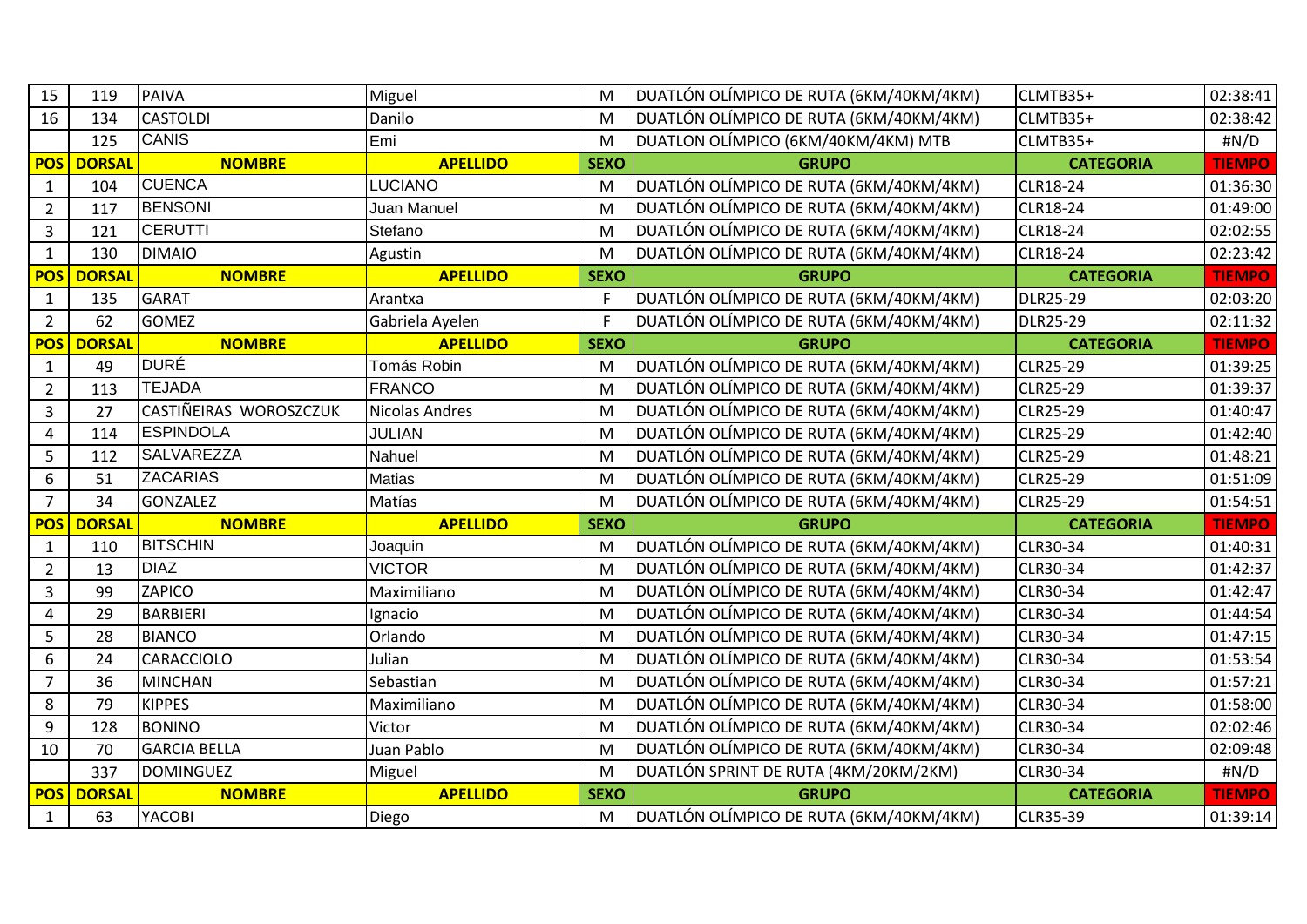| 15 | 119 | PAIVA | Miguel | M | DUATLÓN OLÍMPICO DE RUTA (6KM/40KM/4KM) | CLMTB35+ | 02:38:41 |
|---|---|---|---|---|---|---|---|
| 16 | 134 | CASTOLDI | Danilo | M | DUATLÓN OLÍMPICO DE RUTA (6KM/40KM/4KM) | CLMTB35+ | 02:38:42 |
| | 125 | CANIS | Emi | M | DUATLON OLÍMPICO (6KM/40KM/4KM) MTB | CLMTB35+ | #N/D |
| **POS** | **DORSAL** | **NOMBRE** | **APELLIDO** | **SEXO** | **GRUPO** | **CATEGORIA** | **TIEMPO** |
| 1 | 104 | CUENCA | LUCIANO | M | DUATLÓN OLÍMPICO DE RUTA (6KM/40KM/4KM) | CLR18-24 | 01:36:30 |
| 2 | 117 | BENSONI | Juan Manuel | M | DUATLÓN OLÍMPICO DE RUTA (6KM/40KM/4KM) | CLR18-24 | 01:49:00 |
| 3 | 121 | CERUTTI | Stefano | M | DUATLÓN OLÍMPICO DE RUTA (6KM/40KM/4KM) | CLR18-24 | 02:02:55 |
| 1 | 130 | DIMAIO | Agustin | M | DUATLÓN OLÍMPICO DE RUTA (6KM/40KM/4KM) | CLR18-24 | 02:23:42 |
| **POS** | **DORSAL** | **NOMBRE** | **APELLIDO** | **SEXO** | **GRUPO** | **CATEGORIA** | **TIEMPO** |
| 1 | 135 | GARAT | Arantxa | F | DUATLÓN OLÍMPICO DE RUTA (6KM/40KM/4KM) | DLR25-29 | 02:03:20 |
| 2 | 62 | GOMEZ | Gabriela Ayelen | F | DUATLÓN OLÍMPICO DE RUTA (6KM/40KM/4KM) | DLR25-29 | 02:11:32 |
| **POS** | **DORSAL** | **NOMBRE** | **APELLIDO** | **SEXO** | **GRUPO** | **CATEGORIA** | **TIEMPO** |
| 1 | 49 | DURÉ | Tomás Robin | M | DUATLÓN OLÍMPICO DE RUTA (6KM/40KM/4KM) | CLR25-29 | 01:39:25 |
| 2 | 113 | TEJADA | FRANCO | M | DUATLÓN OLÍMPICO DE RUTA (6KM/40KM/4KM) | CLR25-29 | 01:39:37 |
| 3 | 27 | CASTIÑEIRAS WOROSZCZUK | Nicolas Andres | M | DUATLÓN OLÍMPICO DE RUTA (6KM/40KM/4KM) | CLR25-29 | 01:40:47 |
| 4 | 114 | ESPINDOLA | JULIAN | M | DUATLÓN OLÍMPICO DE RUTA (6KM/40KM/4KM) | CLR25-29 | 01:42:40 |
| 5 | 112 | SALVAREZZA | Nahuel | M | DUATLÓN OLÍMPICO DE RUTA (6KM/40KM/4KM) | CLR25-29 | 01:48:21 |
| 6 | 51 | ZACARIAS | Matias | M | DUATLÓN OLÍMPICO DE RUTA (6KM/40KM/4KM) | CLR25-29 | 01:51:09 |
| 7 | 34 | GONZALEZ | Matías | M | DUATLÓN OLÍMPICO DE RUTA (6KM/40KM/4KM) | CLR25-29 | 01:54:51 |
| **POS** | **DORSAL** | **NOMBRE** | **APELLIDO** | **SEXO** | **GRUPO** | **CATEGORIA** | **TIEMPO** |
| 1 | 110 | BITSCHIN | Joaquin | M | DUATLÓN OLÍMPICO DE RUTA (6KM/40KM/4KM) | CLR30-34 | 01:40:31 |
| 2 | 13 | DIAZ | VICTOR | M | DUATLÓN OLÍMPICO DE RUTA (6KM/40KM/4KM) | CLR30-34 | 01:42:37 |
| 3 | 99 | ZAPICO | Maximiliano | M | DUATLÓN OLÍMPICO DE RUTA (6KM/40KM/4KM) | CLR30-34 | 01:42:47 |
| 4 | 29 | BARBIERI | Ignacio | M | DUATLÓN OLÍMPICO DE RUTA (6KM/40KM/4KM) | CLR30-34 | 01:44:54 |
| 5 | 28 | BIANCO | Orlando | M | DUATLÓN OLÍMPICO DE RUTA (6KM/40KM/4KM) | CLR30-34 | 01:47:15 |
| 6 | 24 | CARACCIOLO | Julian | M | DUATLÓN OLÍMPICO DE RUTA (6KM/40KM/4KM) | CLR30-34 | 01:53:54 |
| 7 | 36 | MINCHAN | Sebastian | M | DUATLÓN OLÍMPICO DE RUTA (6KM/40KM/4KM) | CLR30-34 | 01:57:21 |
| 8 | 79 | KIPPES | Maximiliano | M | DUATLÓN OLÍMPICO DE RUTA (6KM/40KM/4KM) | CLR30-34 | 01:58:00 |
| 9 | 128 | BONINO | Victor | M | DUATLÓN OLÍMPICO DE RUTA (6KM/40KM/4KM) | CLR30-34 | 02:02:46 |
| 10 | 70 | GARCIA BELLA | Juan Pablo | M | DUATLÓN OLÍMPICO DE RUTA (6KM/40KM/4KM) | CLR30-34 | 02:09:48 |
| | 337 | DOMINGUEZ | Miguel | M | DUATLÓN SPRINT DE RUTA (4KM/20KM/2KM) | CLR30-34 | #N/D |
| **POS** | **DORSAL** | **NOMBRE** | **APELLIDO** | **SEXO** | **GRUPO** | **CATEGORIA** | **TIEMPO** |
| 1 | 63 | YACOBI | Diego | M | DUATLÓN OLÍMPICO DE RUTA (6KM/40KM/4KM) | CLR35-39 | 01:39:14 |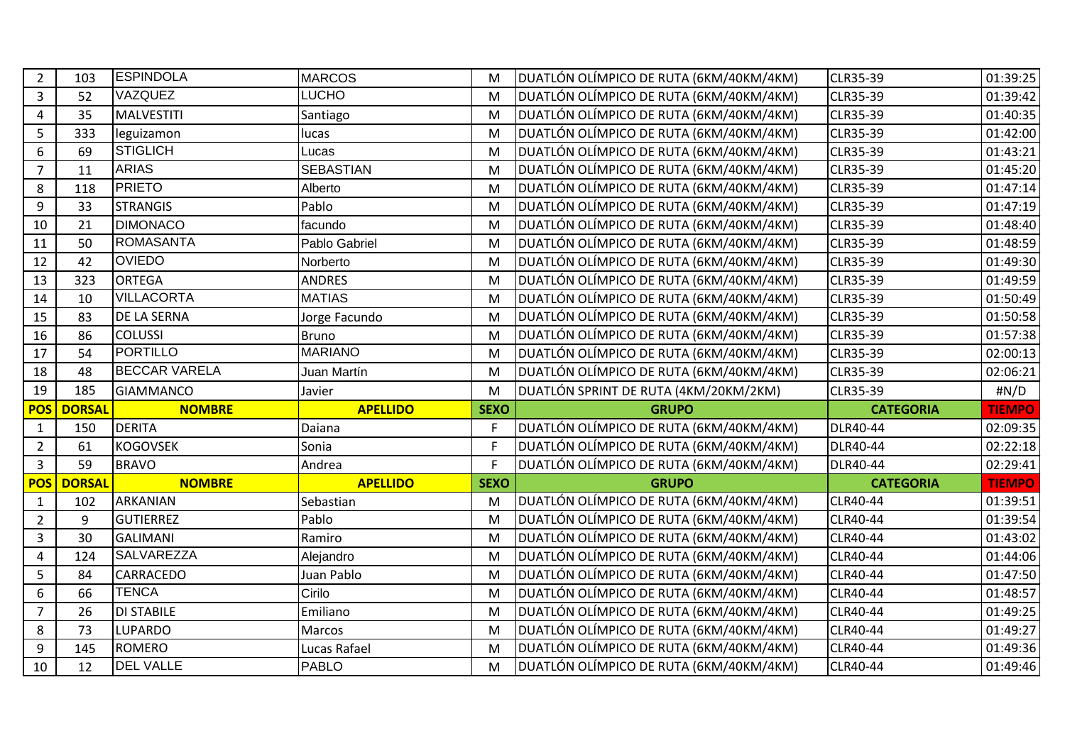| 2 | 103 | ESPINDOLA | MARCOS | M | DUATLÓN OLÍMPICO DE RUTA (6KM/40KM/4KM) | CLR35-39 | 01:39:25 |
|---|---|---|---|---|---|---|---|
| 3 | 52 | VAZQUEZ | LUCHO | M | DUATLÓN OLÍMPICO DE RUTA (6KM/40KM/4KM) | CLR35-39 | 01:39:42 |
| 4 | 35 | MALVESTITI | Santiago | M | DUATLÓN OLÍMPICO DE RUTA (6KM/40KM/4KM) | CLR35-39 | 01:40:35 |
| 5 | 333 | leguizamon | lucas | M | DUATLÓN OLÍMPICO DE RUTA (6KM/40KM/4KM) | CLR35-39 | 01:42:00 |
| 6 | 69 | STIGLICH | Lucas | M | DUATLÓN OLÍMPICO DE RUTA (6KM/40KM/4KM) | CLR35-39 | 01:43:21 |
| 7 | 11 | ARIAS | SEBASTIAN | M | DUATLÓN OLÍMPICO DE RUTA (6KM/40KM/4KM) | CLR35-39 | 01:45:20 |
| 8 | 118 | PRIETO | Alberto | M | DUATLÓN OLÍMPICO DE RUTA (6KM/40KM/4KM) | CLR35-39 | 01:47:14 |
| 9 | 33 | STRANGIS | Pablo | M | DUATLÓN OLÍMPICO DE RUTA (6KM/40KM/4KM) | CLR35-39 | 01:47:19 |
| 10 | 21 | DIMONACO | facundo | M | DUATLÓN OLÍMPICO DE RUTA (6KM/40KM/4KM) | CLR35-39 | 01:48:40 |
| 11 | 50 | ROMASANTA | Pablo Gabriel | M | DUATLÓN OLÍMPICO DE RUTA (6KM/40KM/4KM) | CLR35-39 | 01:48:59 |
| 12 | 42 | OVIEDO | Norberto | M | DUATLÓN OLÍMPICO DE RUTA (6KM/40KM/4KM) | CLR35-39 | 01:49:30 |
| 13 | 323 | ORTEGA | ANDRES | M | DUATLÓN OLÍMPICO DE RUTA (6KM/40KM/4KM) | CLR35-39 | 01:49:59 |
| 14 | 10 | VILLACORTA | MATIAS | M | DUATLÓN OLÍMPICO DE RUTA (6KM/40KM/4KM) | CLR35-39 | 01:50:49 |
| 15 | 83 | DE LA SERNA | Jorge Facundo | M | DUATLÓN OLÍMPICO DE RUTA (6KM/40KM/4KM) | CLR35-39 | 01:50:58 |
| 16 | 86 | COLUSSI | Bruno | M | DUATLÓN OLÍMPICO DE RUTA (6KM/40KM/4KM) | CLR35-39 | 01:57:38 |
| 17 | 54 | PORTILLO | MARIANO | M | DUATLÓN OLÍMPICO DE RUTA (6KM/40KM/4KM) | CLR35-39 | 02:00:13 |
| 18 | 48 | BECCAR VARELA | Juan Martín | M | DUATLÓN OLÍMPICO DE RUTA (6KM/40KM/4KM) | CLR35-39 | 02:06:21 |
| 19 | 185 | GIAMMANCO | Javier | M | DUATLÓN SPRINT DE RUTA (4KM/20KM/2KM) | CLR35-39 | #N/D |

| POS | DORSAL | NOMBRE | APELLIDO | SEXO | GRUPO | CATEGORIA | TIEMPO |
|---|---|---|---|---|---|---|---|
| 1 | 150 | DERITA | Daiana | F | DUATLÓN OLÍMPICO DE RUTA (6KM/40KM/4KM) | DLR40-44 | 02:09:35 |
| 2 | 61 | KOGOVSEK | Sonia | F | DUATLÓN OLÍMPICO DE RUTA (6KM/40KM/4KM) | DLR40-44 | 02:22:18 |
| 3 | 59 | BRAVO | Andrea | F | DUATLÓN OLÍMPICO DE RUTA (6KM/40KM/4KM) | DLR40-44 | 02:29:41 |

| POS | DORSAL | NOMBRE | APELLIDO | SEXO | GRUPO | CATEGORIA | TIEMPO |
|---|---|---|---|---|---|---|---|
| 1 | 102 | ARKANIAN | Sebastian | M | DUATLÓN OLÍMPICO DE RUTA (6KM/40KM/4KM) | CLR40-44 | 01:39:51 |
| 2 | 9 | GUTIERREZ | Pablo | M | DUATLÓN OLÍMPICO DE RUTA (6KM/40KM/4KM) | CLR40-44 | 01:39:54 |
| 3 | 30 | GALIMANI | Ramiro | M | DUATLÓN OLÍMPICO DE RUTA (6KM/40KM/4KM) | CLR40-44 | 01:43:02 |
| 4 | 124 | SALVAREZZA | Alejandro | M | DUATLÓN OLÍMPICO DE RUTA (6KM/40KM/4KM) | CLR40-44 | 01:44:06 |
| 5 | 84 | CARRACEDO | Juan Pablo | M | DUATLÓN OLÍMPICO DE RUTA (6KM/40KM/4KM) | CLR40-44 | 01:47:50 |
| 6 | 66 | TENCA | Cirilo | M | DUATLÓN OLÍMPICO DE RUTA (6KM/40KM/4KM) | CLR40-44 | 01:48:57 |
| 7 | 26 | DI STABILE | Emiliano | M | DUATLÓN OLÍMPICO DE RUTA (6KM/40KM/4KM) | CLR40-44 | 01:49:25 |
| 8 | 73 | LUPARDO | Marcos | M | DUATLÓN OLÍMPICO DE RUTA (6KM/40KM/4KM) | CLR40-44 | 01:49:27 |
| 9 | 145 | ROMERO | Lucas Rafael | M | DUATLÓN OLÍMPICO DE RUTA (6KM/40KM/4KM) | CLR40-44 | 01:49:36 |
| 10 | 12 | DEL VALLE | PABLO | M | DUATLÓN OLÍMPICO DE RUTA (6KM/40KM/4KM) | CLR40-44 | 01:49:46 |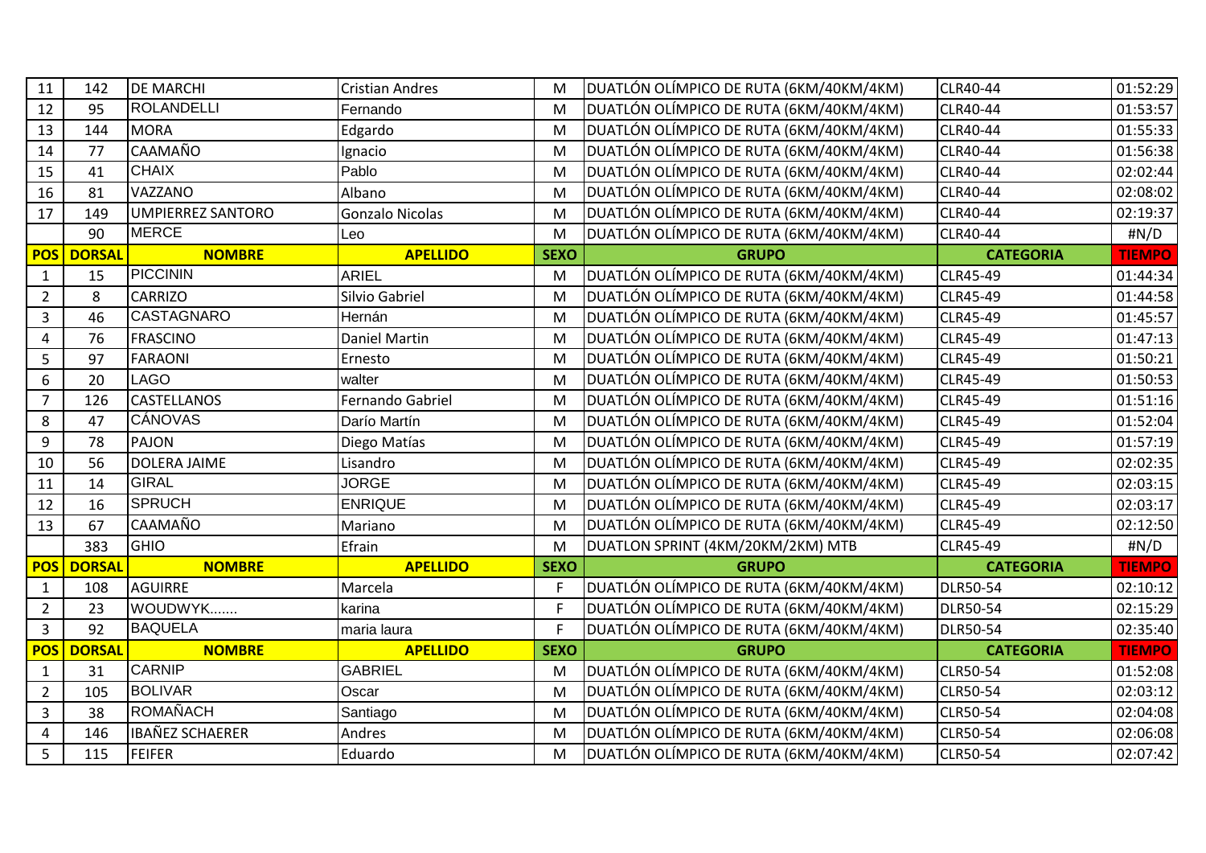| | | | | | | | |
|---|---|---|---|---|---|---|---|
| 11 | 142 | DE MARCHI | Cristian Andres | M | DUATLÓN OLÍMPICO DE RUTA (6KM/40KM/4KM) | CLR40-44 | 01:52:29 |
| 12 | 95 | ROLANDELLI | Fernando | M | DUATLÓN OLÍMPICO DE RUTA (6KM/40KM/4KM) | CLR40-44 | 01:53:57 |
| 13 | 144 | MORA | Edgardo | M | DUATLÓN OLÍMPICO DE RUTA (6KM/40KM/4KM) | CLR40-44 | 01:55:33 |
| 14 | 77 | CAAMAÑO | Ignacio | M | DUATLÓN OLÍMPICO DE RUTA (6KM/40KM/4KM) | CLR40-44 | 01:56:38 |
| 15 | 41 | CHAIX | Pablo | M | DUATLÓN OLÍMPICO DE RUTA (6KM/40KM/4KM) | CLR40-44 | 02:02:44 |
| 16 | 81 | VAZZANO | Albano | M | DUATLÓN OLÍMPICO DE RUTA (6KM/40KM/4KM) | CLR40-44 | 02:08:02 |
| 17 | 149 | UMPIERREZ SANTORO | Gonzalo Nicolas | M | DUATLÓN OLÍMPICO DE RUTA (6KM/40KM/4KM) | CLR40-44 | 02:19:37 |
| | 90 | MERCE | Leo | M | DUATLÓN OLÍMPICO DE RUTA (6KM/40KM/4KM) | CLR40-44 | #N/D |
| **POS** | **DORSAL** | **NOMBRE** | **APELLIDO** | **SEXO** | **GRUPO** | **CATEGORIA** | **TIEMPO** |
| 1 | 15 | PICCININ | ARIEL | M | DUATLÓN OLÍMPICO DE RUTA (6KM/40KM/4KM) | CLR45-49 | 01:44:34 |
| 2 | 8 | CARRIZO | Silvio Gabriel | M | DUATLÓN OLÍMPICO DE RUTA (6KM/40KM/4KM) | CLR45-49 | 01:44:58 |
| 3 | 46 | CASTAGNARO | Hernán | M | DUATLÓN OLÍMPICO DE RUTA (6KM/40KM/4KM) | CLR45-49 | 01:45:57 |
| 4 | 76 | FRASCINO | Daniel Martin | M | DUATLÓN OLÍMPICO DE RUTA (6KM/40KM/4KM) | CLR45-49 | 01:47:13 |
| 5 | 97 | FARAONI | Ernesto | M | DUATLÓN OLÍMPICO DE RUTA (6KM/40KM/4KM) | CLR45-49 | 01:50:21 |
| 6 | 20 | LAGO | walter | M | DUATLÓN OLÍMPICO DE RUTA (6KM/40KM/4KM) | CLR45-49 | 01:50:53 |
| 7 | 126 | CASTELLANOS | Fernando Gabriel | M | DUATLÓN OLÍMPICO DE RUTA (6KM/40KM/4KM) | CLR45-49 | 01:51:16 |
| 8 | 47 | CÁNOVAS | Darío Martín | M | DUATLÓN OLÍMPICO DE RUTA (6KM/40KM/4KM) | CLR45-49 | 01:52:04 |
| 9 | 78 | PAJON | Diego Matías | M | DUATLÓN OLÍMPICO DE RUTA (6KM/40KM/4KM) | CLR45-49 | 01:57:19 |
| 10 | 56 | DOLERA JAIME | Lisandro | M | DUATLÓN OLÍMPICO DE RUTA (6KM/40KM/4KM) | CLR45-49 | 02:02:35 |
| 11 | 14 | GIRAL | JORGE | M | DUATLÓN OLÍMPICO DE RUTA (6KM/40KM/4KM) | CLR45-49 | 02:03:15 |
| 12 | 16 | SPRUCH | ENRIQUE | M | DUATLÓN OLÍMPICO DE RUTA (6KM/40KM/4KM) | CLR45-49 | 02:03:17 |
| 13 | 67 | CAAMAÑO | Mariano | M | DUATLÓN OLÍMPICO DE RUTA (6KM/40KM/4KM) | CLR45-49 | 02:12:50 |
| | 383 | GHIO | Efrain | M | DUATLON SPRINT (4KM/20KM/2KM) MTB | CLR45-49 | #N/D |
| **POS** | **DORSAL** | **NOMBRE** | **APELLIDO** | **SEXO** | **GRUPO** | **CATEGORIA** | **TIEMPO** |
| 1 | 108 | AGUIRRE | Marcela | F | DUATLÓN OLÍMPICO DE RUTA (6KM/40KM/4KM) | DLR50-54 | 02:10:12 |
| 2 | 23 | WOUDWYK....... | karina | F | DUATLÓN OLÍMPICO DE RUTA (6KM/40KM/4KM) | DLR50-54 | 02:15:29 |
| 3 | 92 | BAQUELA | maria laura | F | DUATLÓN OLÍMPICO DE RUTA (6KM/40KM/4KM) | DLR50-54 | 02:35:40 |
| **POS** | **DORSAL** | **NOMBRE** | **APELLIDO** | **SEXO** | **GRUPO** | **CATEGORIA** | **TIEMPO** |
| 1 | 31 | CARNIP | GABRIEL | M | DUATLÓN OLÍMPICO DE RUTA (6KM/40KM/4KM) | CLR50-54 | 01:52:08 |
| 2 | 105 | BOLIVAR | Oscar | M | DUATLÓN OLÍMPICO DE RUTA (6KM/40KM/4KM) | CLR50-54 | 02:03:12 |
| 3 | 38 | ROMAÑACH | Santiago | M | DUATLÓN OLÍMPICO DE RUTA (6KM/40KM/4KM) | CLR50-54 | 02:04:08 |
| 4 | 146 | IBAÑEZ SCHAERER | Andres | M | DUATLÓN OLÍMPICO DE RUTA (6KM/40KM/4KM) | CLR50-54 | 02:06:08 |
| 5 | 115 | FEIFER | Eduardo | M | DUATLÓN OLÍMPICO DE RUTA (6KM/40KM/4KM) | CLR50-54 | 02:07:42 |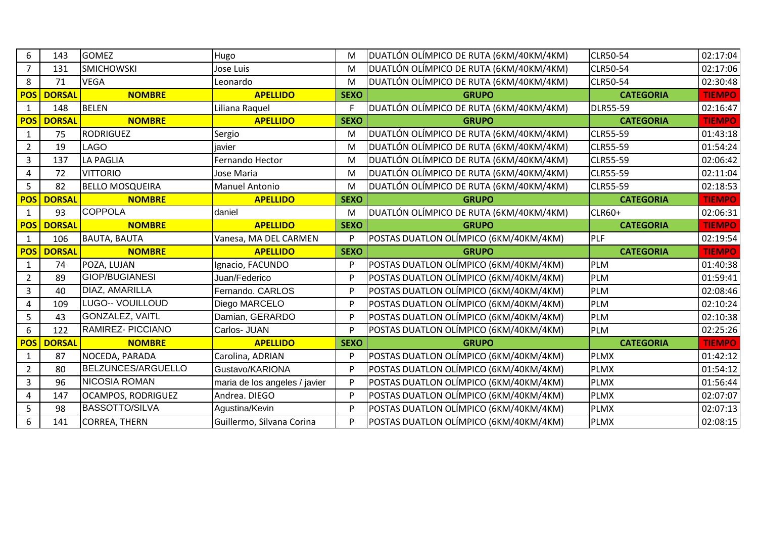| | | | | | | | |
|---|---|---|---|---|---|---|---|
| 6 | 143 | GOMEZ | Hugo | M | DUATLÓN OLÍMPICO DE RUTA (6KM/40KM/4KM) | CLR50-54 | 02:17:04 |
| 7 | 131 | SMICHOWSKI | Jose Luis | M | DUATLÓN OLÍMPICO DE RUTA (6KM/40KM/4KM) | CLR50-54 | 02:17:06 |
| 8 | 71 | VEGA | Leonardo | M | DUATLÓN OLÍMPICO DE RUTA (6KM/40KM/4KM) | CLR50-54 | 02:30:48 |
| **POS** | **DORSAL** | **NOMBRE** | **APELLIDO** | **SEXO** | **GRUPO** | **CATEGORIA** | **TIEMPO** |
| 1 | 148 | BELEN | Liliana Raquel | F | DUATLÓN OLÍMPICO DE RUTA (6KM/40KM/4KM) | DLR55-59 | 02:16:47 |
| **POS** | **DORSAL** | **NOMBRE** | **APELLIDO** | **SEXO** | **GRUPO** | **CATEGORIA** | **TIEMPO** |
| 1 | 75 | RODRIGUEZ | Sergio | M | DUATLÓN OLÍMPICO DE RUTA (6KM/40KM/4KM) | CLR55-59 | 01:43:18 |
| 2 | 19 | LAGO | javier | M | DUATLÓN OLÍMPICO DE RUTA (6KM/40KM/4KM) | CLR55-59 | 01:54:24 |
| 3 | 137 | LA PAGLIA | Fernando Hector | M | DUATLÓN OLÍMPICO DE RUTA (6KM/40KM/4KM) | CLR55-59 | 02:06:42 |
| 4 | 72 | VITTORIO | Jose Maria | M | DUATLÓN OLÍMPICO DE RUTA (6KM/40KM/4KM) | CLR55-59 | 02:11:04 |
| 5 | 82 | BELLO MOSQUEIRA | Manuel Antonio | M | DUATLÓN OLÍMPICO DE RUTA (6KM/40KM/4KM) | CLR55-59 | 02:18:53 |
| **POS** | **DORSAL** | **NOMBRE** | **APELLIDO** | **SEXO** | **GRUPO** | **CATEGORIA** | **TIEMPO** |
| 1 | 93 | COPPOLA | daniel | M | DUATLÓN OLÍMPICO DE RUTA (6KM/40KM/4KM) | CLR60+ | 02:06:31 |
| **POS** | **DORSAL** | **NOMBRE** | **APELLIDO** | **SEXO** | **GRUPO** | **CATEGORIA** | **TIEMPO** |
| 1 | 106 | BAUTA, BAUTA | Vanesa, MA DEL CARMEN | P | POSTAS DUATLON OLÍMPICO (6KM/40KM/4KM) | PLF | 02:19:54 |
| **POS** | **DORSAL** | **NOMBRE** | **APELLIDO** | **SEXO** | **GRUPO** | **CATEGORIA** | **TIEMPO** |
| 1 | 74 | POZA, LUJAN | Ignacio, FACUNDO | P | POSTAS DUATLON OLÍMPICO (6KM/40KM/4KM) | PLM | 01:40:38 |
| 2 | 89 | GIOP/BUGIANESI | Juan/Federico | P | POSTAS DUATLON OLÍMPICO (6KM/40KM/4KM) | PLM | 01:59:41 |
| 3 | 40 | DIAZ, AMARILLA | Fernando. CARLOS | P | POSTAS DUATLON OLÍMPICO (6KM/40KM/4KM) | PLM | 02:08:46 |
| 4 | 109 | LUGO-- VOUILLOUD | Diego MARCELO | P | POSTAS DUATLON OLÍMPICO (6KM/40KM/4KM) | PLM | 02:10:24 |
| 5 | 43 | GONZALEZ, VAITL | Damian, GERARDO | P | POSTAS DUATLON OLÍMPICO (6KM/40KM/4KM) | PLM | 02:10:38 |
| 6 | 122 | RAMIREZ- PICCIANO | Carlos- JUAN | P | POSTAS DUATLON OLÍMPICO (6KM/40KM/4KM) | PLM | 02:25:26 |
| **POS** | **DORSAL** | **NOMBRE** | **APELLIDO** | **SEXO** | **GRUPO** | **CATEGORIA** | **TIEMPO** |
| 1 | 87 | NOCEDA, PARADA | Carolina, ADRIAN | P | POSTAS DUATLON OLÍMPICO (6KM/40KM/4KM) | PLMX | 01:42:12 |
| 2 | 80 | BELZUNCES/ARGUELLO | Gustavo/KARIONA | P | POSTAS DUATLON OLÍMPICO (6KM/40KM/4KM) | PLMX | 01:54:12 |
| 3 | 96 | NICOSIA ROMAN | maria de los angeles / javier | P | POSTAS DUATLON OLÍMPICO (6KM/40KM/4KM) | PLMX | 01:56:44 |
| 4 | 147 | OCAMPOS, RODRIGUEZ | Andrea. DIEGO | P | POSTAS DUATLON OLÍMPICO (6KM/40KM/4KM) | PLMX | 02:07:07 |
| 5 | 98 | BASSOTTO/SILVA | Agustina/Kevin | P | POSTAS DUATLON OLÍMPICO (6KM/40KM/4KM) | PLMX | 02:07:13 |
| 6 | 141 | CORREA, THERN | Guillermo, Silvana Corina | P | POSTAS DUATLON OLÍMPICO (6KM/40KM/4KM) | PLMX | 02:08:15 |